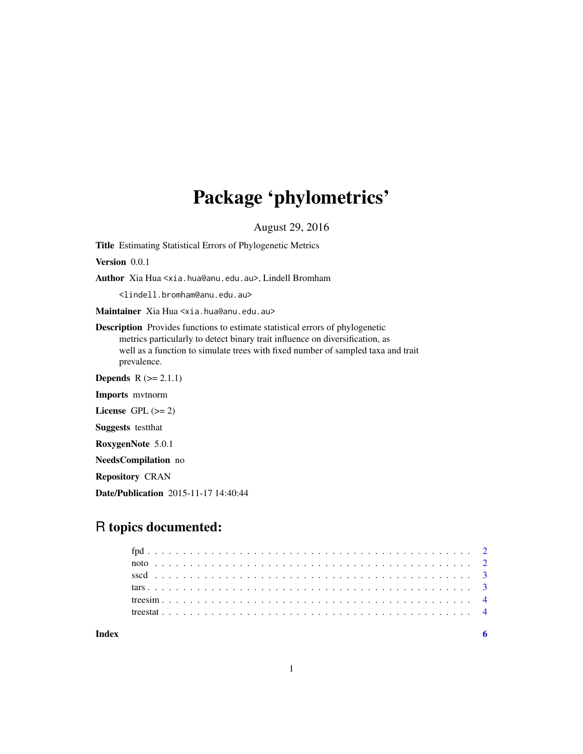# Package 'phylometrics'

August 29, 2016

**Title** Estimating Statistical Errors of Phylogenetic Metrics

**Version** 0.0.1

**Author** Xia Hua <xia.hua@anu.edu.au>, Lindell Bromham <lindell.bromham@anu.edu.au>

**Maintainer** Xia Hua <xia.hua@anu.edu.au>

**Description** Provides functions to estimate statistical errors of phylogenetic metrics particularly to detect binary trait influence on diversification, as well as a function to simulate trees with fixed number of sampled taxa and trait prevalence.

**Depends** R (>= 2.1.1)

**Imports** mvtnorm

**License** GPL (>= 2)

**Suggests** testthat

**RoxygenNote** 5.0.1

**NeedsCompilation** no

**Repository** CRAN

**Date/Publication** 2015-11-17 14:40:44

## R topics documented:

- fpd . . . . . . . . . . 2
- noto . . . . . . . . . . 2
- sscd . . . . . . . . . . 3
- tars . . . . . . . . . . 3
- treesim . . . . . . . . . . 4
- treestat . . . . . . . . . . 4

**Index** 6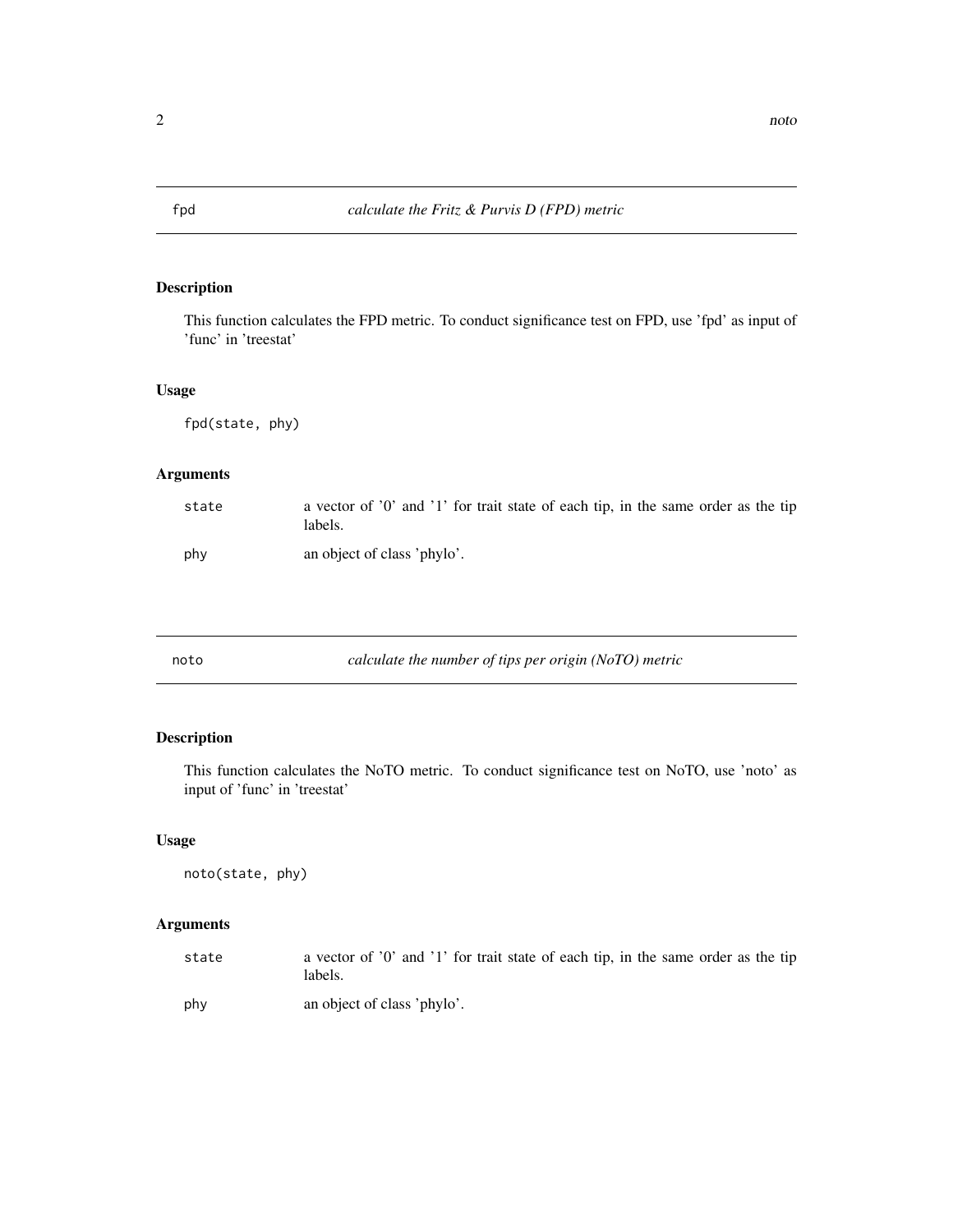## fpd — *calculate the Fritz & Purvis D (FPD) metric*

### Description

This function calculates the FPD metric. To conduct significance test on FPD, use 'fpd' as input of 'func' in 'treestat'

### Usage

```
fpd(state, phy)
```

### Arguments

| | |
|---|---|
| state | a vector of '0' and '1' for trait state of each tip, in the same order as the tip labels. |
| phy | an object of class 'phylo'. |

## noto — *calculate the number of tips per origin (NoTO) metric*

### Description

This function calculates the NoTO metric. To conduct significance test on NoTO, use 'noto' as input of 'func' in 'treestat'

### Usage

```
noto(state, phy)
```

### Arguments

| | |
|---|---|
| state | a vector of '0' and '1' for trait state of each tip, in the same order as the tip labels. |
| phy | an object of class 'phylo'. |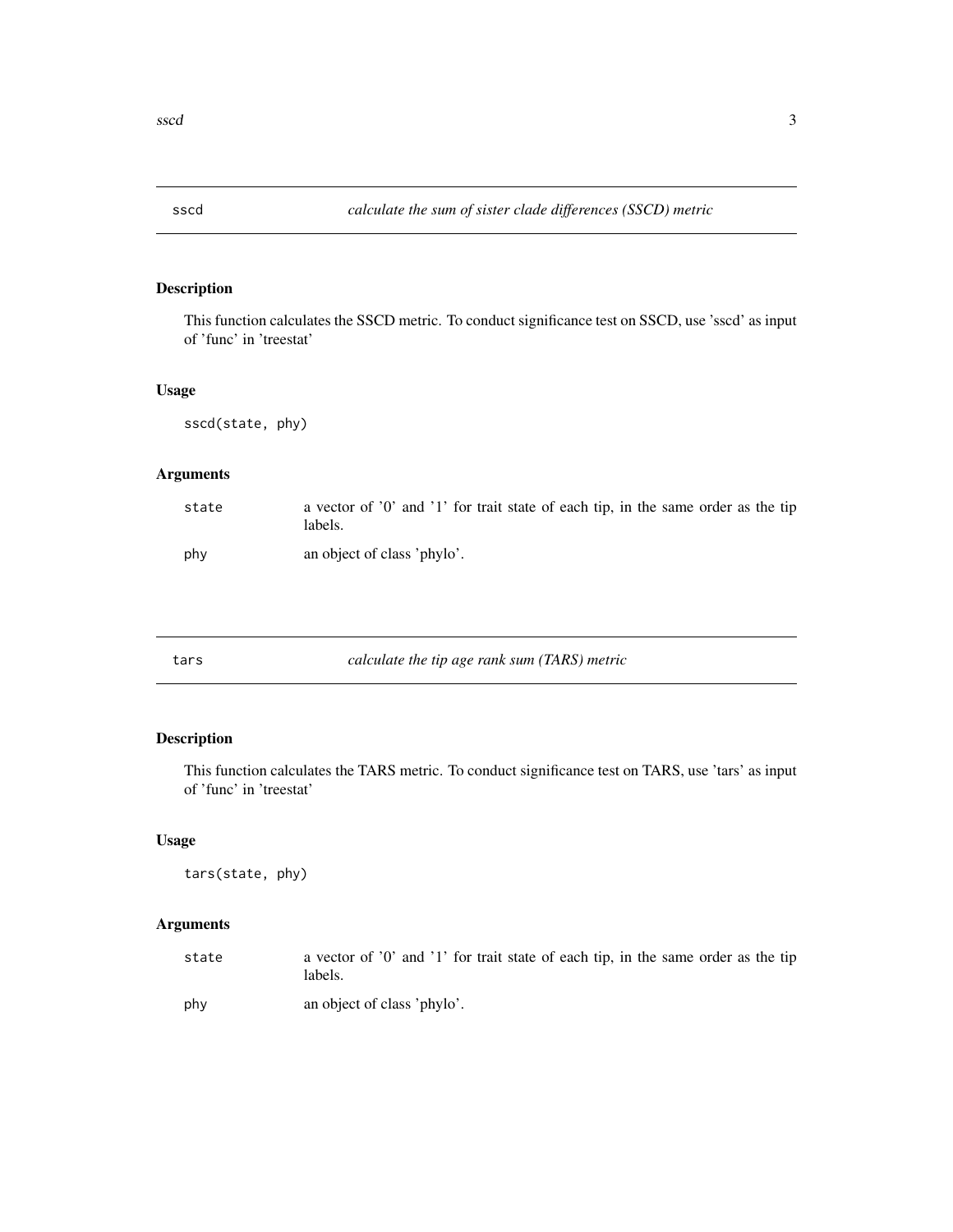## sscd — *calculate the sum of sister clade differences (SSCD) metric*

### Description

This function calculates the SSCD metric. To conduct significance test on SSCD, use 'sscd' as input of 'func' in 'treestat'

### Usage

```
sscd(state, phy)
```

### Arguments

| | |
|---|---|
| state | a vector of '0' and '1' for trait state of each tip, in the same order as the tip labels. |
| phy | an object of class 'phylo'. |

## tars — *calculate the tip age rank sum (TARS) metric*

### Description

This function calculates the TARS metric. To conduct significance test on TARS, use 'tars' as input of 'func' in 'treestat'

### Usage

```
tars(state, phy)
```

### Arguments

| | |
|---|---|
| state | a vector of '0' and '1' for trait state of each tip, in the same order as the tip labels. |
| phy | an object of class 'phylo'. |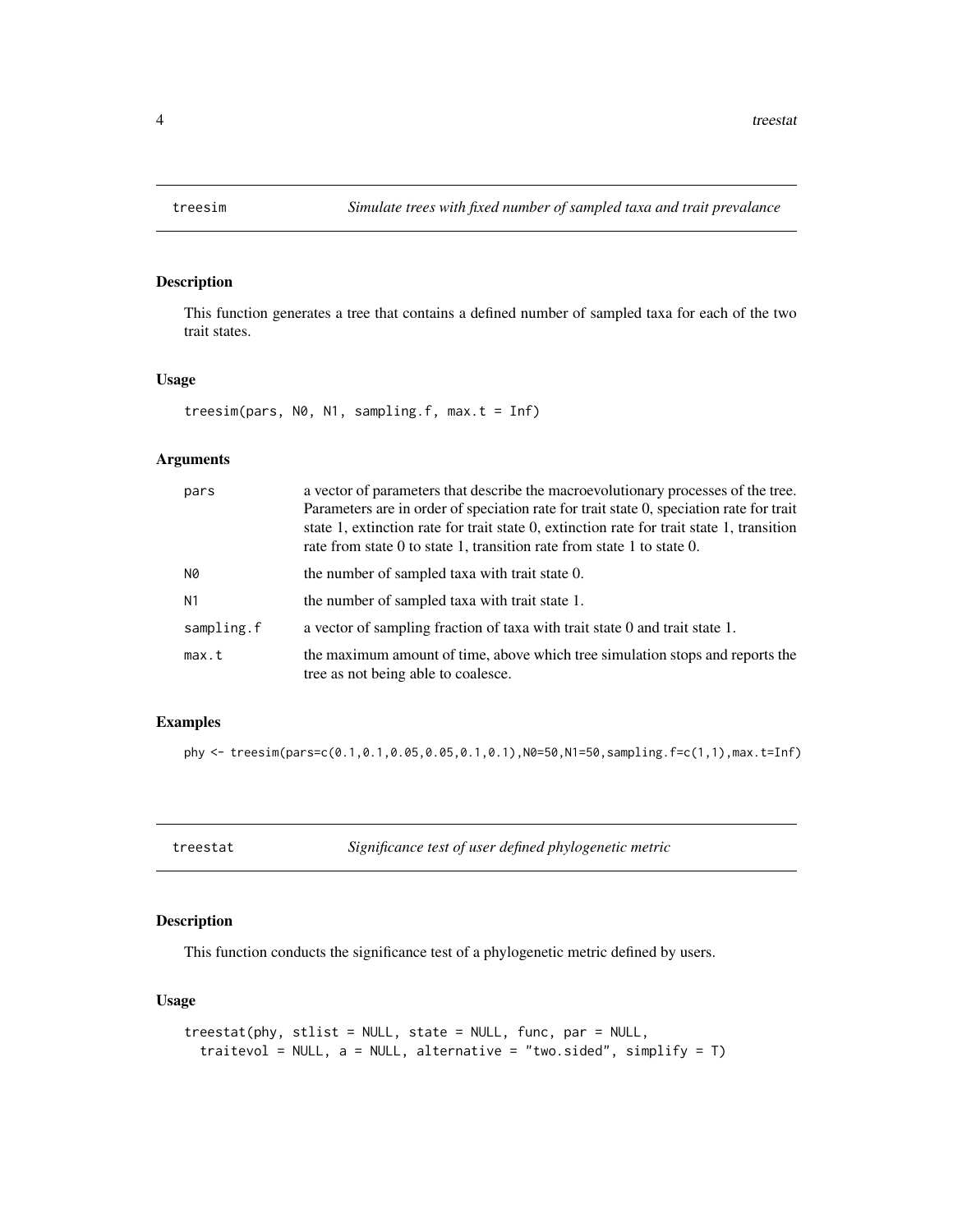## treesim — *Simulate trees with fixed number of sampled taxa and trait prevalance*

### Description

This function generates a tree that contains a defined number of sampled taxa for each of the two trait states.

### Usage

```
treesim(pars, N0, N1, sampling.f, max.t = Inf)
```

### Arguments

| Argument | Description |
|---|---|
| pars | a vector of parameters that describe the macroevolutionary processes of the tree. Parameters are in order of speciation rate for trait state 0, speciation rate for trait state 1, extinction rate for trait state 0, extinction rate for trait state 1, transition rate from state 0 to state 1, transition rate from state 1 to state 0. |
| N0 | the number of sampled taxa with trait state 0. |
| N1 | the number of sampled taxa with trait state 1. |
| sampling.f | a vector of sampling fraction of taxa with trait state 0 and trait state 1. |
| max.t | the maximum amount of time, above which tree simulation stops and reports the tree as not being able to coalesce. |

### Examples

```
phy <- treesim(pars=c(0.1,0.1,0.05,0.05,0.1,0.1),N0=50,N1=50,sampling.f=c(1,1),max.t=Inf)
```

## treestat — *Significance test of user defined phylogenetic metric*

### Description

This function conducts the significance test of a phylogenetic metric defined by users.

### Usage

```
treestat(phy, stlist = NULL, state = NULL, func, par = NULL,
  traitevol = NULL, a = NULL, alternative = "two.sided", simplify = T)
```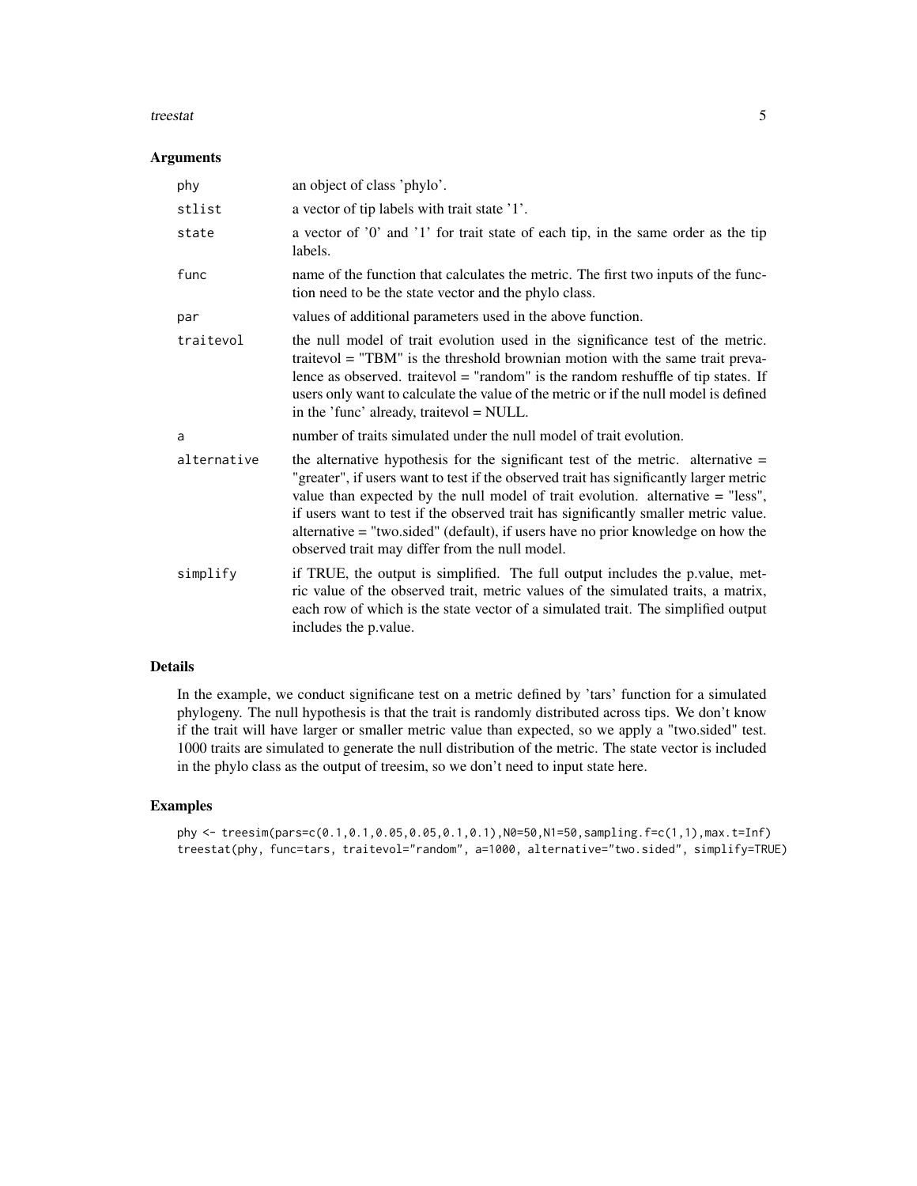### Arguments

| | |
|---|---|
| `phy` | an object of class 'phylo'. |
| `stlist` | a vector of tip labels with trait state '1'. |
| `state` | a vector of '0' and '1' for trait state of each tip, in the same order as the tip labels. |
| `func` | name of the function that calculates the metric. The first two inputs of the function need to be the state vector and the phylo class. |
| `par` | values of additional parameters used in the above function. |
| `traitevol` | the null model of trait evolution used in the significance test of the metric. traitevol = "TBM" is the threshold brownian motion with the same trait prevalence as observed. traitevol = "random" is the random reshuffle of tip states. If users only want to calculate the value of the metric or if the null model is defined in the 'func' already, traitevol = NULL. |
| `a` | number of traits simulated under the null model of trait evolution. |
| `alternative` | the alternative hypothesis for the significant test of the metric. alternative = "greater", if users want to test if the observed trait has significantly larger metric value than expected by the null model of trait evolution. alternative = "less", if users want to test if the observed trait has significantly smaller metric value. alternative = "two.sided" (default), if users have no prior knowledge on how the observed trait may differ from the null model. |
| `simplify` | if TRUE, the output is simplified. The full output includes the p.value, metric value of the observed trait, metric values of the simulated traits, a matrix, each row of which is the state vector of a simulated trait. The simplified output includes the p.value. |

### Details

In the example, we conduct significane test on a metric defined by 'tars' function for a simulated phylogeny. The null hypothesis is that the trait is randomly distributed across tips. We don't know if the trait will have larger or smaller metric value than expected, so we apply a "two.sided" test. 1000 traits are simulated to generate the null distribution of the metric. The state vector is included in the phylo class as the output of treesim, so we don't need to input state here.

### Examples

```
phy <- treesim(pars=c(0.1,0.1,0.05,0.05,0.1,0.1),N0=50,N1=50,sampling.f=c(1,1),max.t=Inf)
treestat(phy, func=tars, traitevol="random", a=1000, alternative="two.sided", simplify=TRUE)
```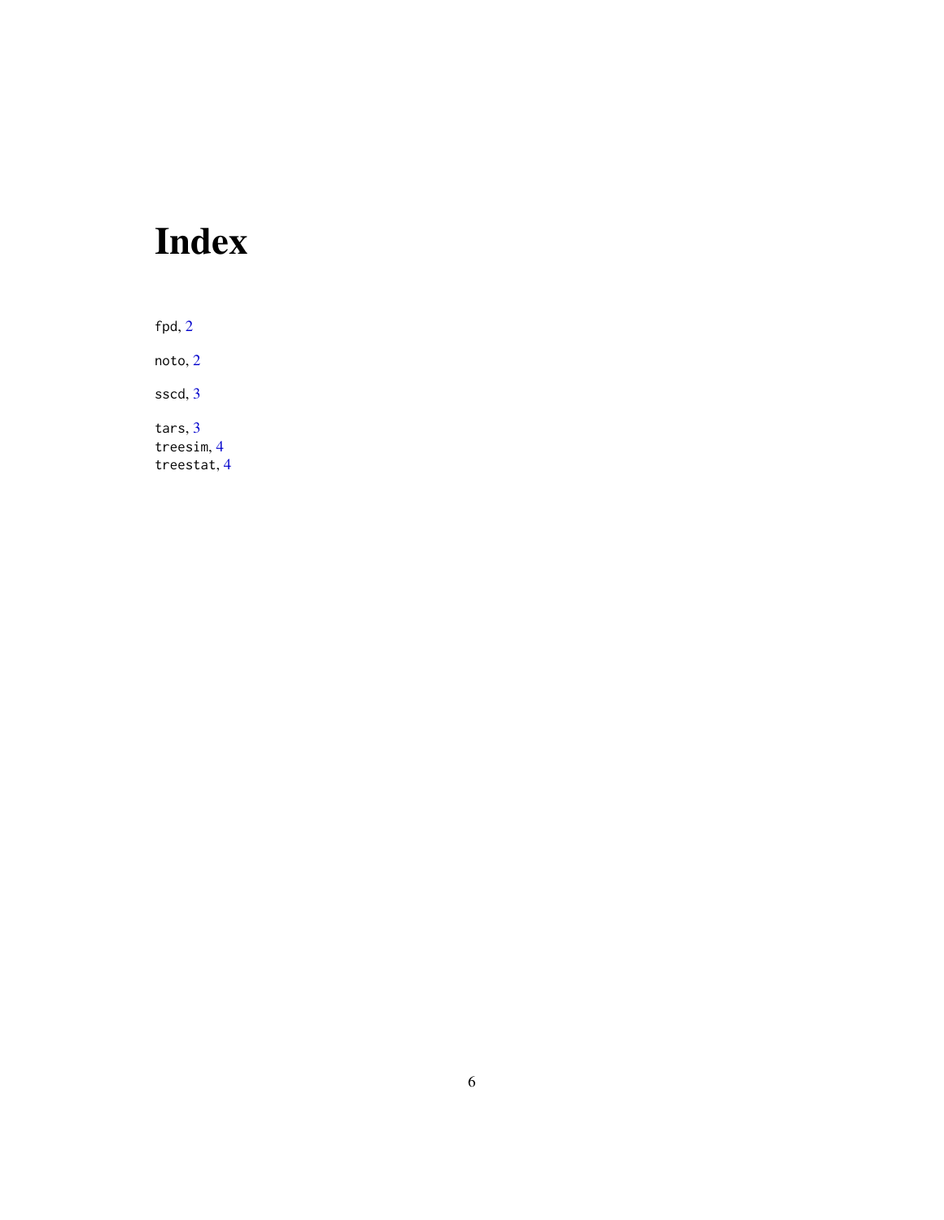# Index

fpd, 2

noto, 2

sscd, 3

tars, 3
treesim, 4
treestat, 4